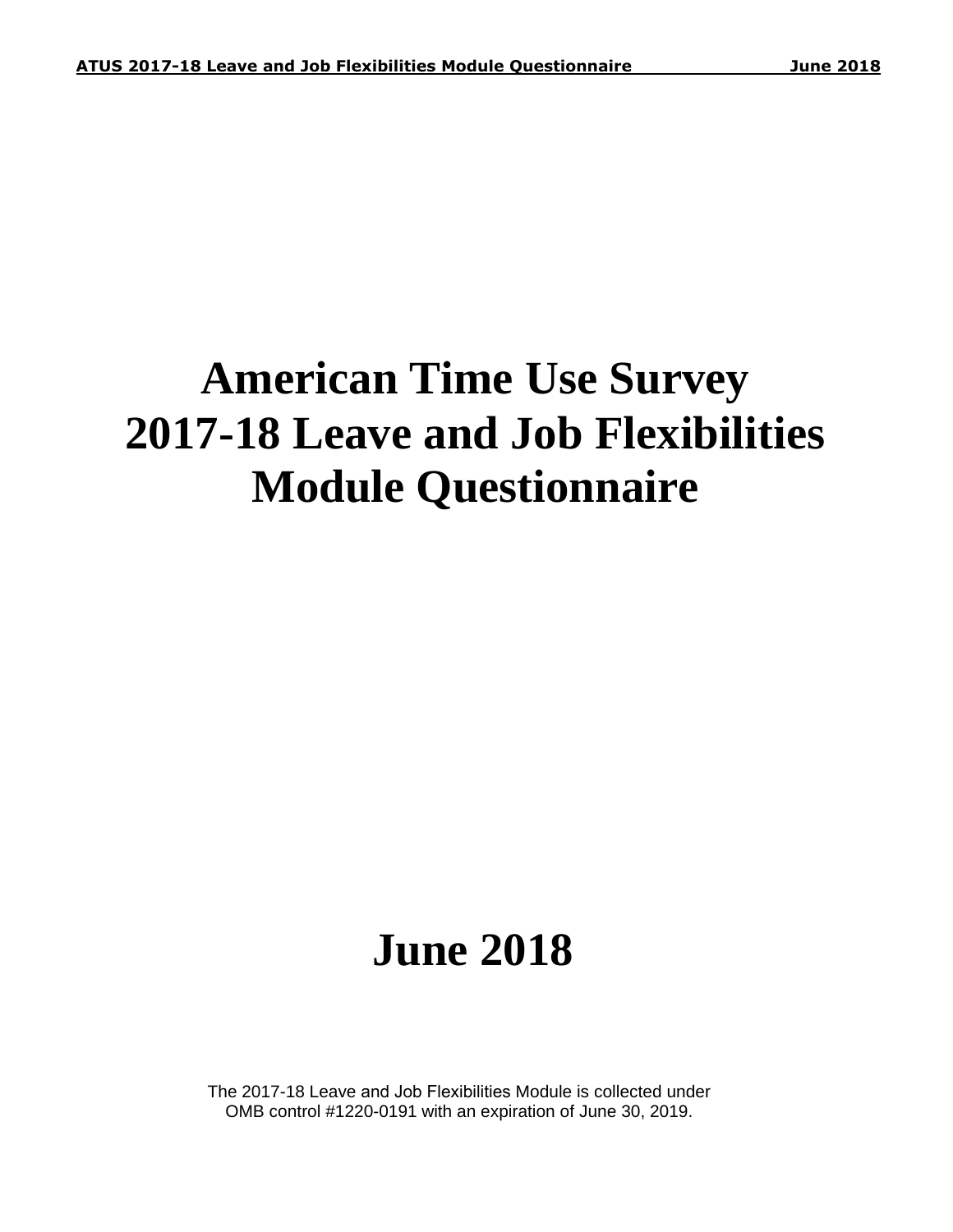# American Time Use Survey 2017-18 Leave and Job Flexibilities Module Questionnaire

# June 2018

The 2017-18 Leave and Job Flexibilities Module is collected under OMB control #1220-0191 with an expiration of June 30, 2019.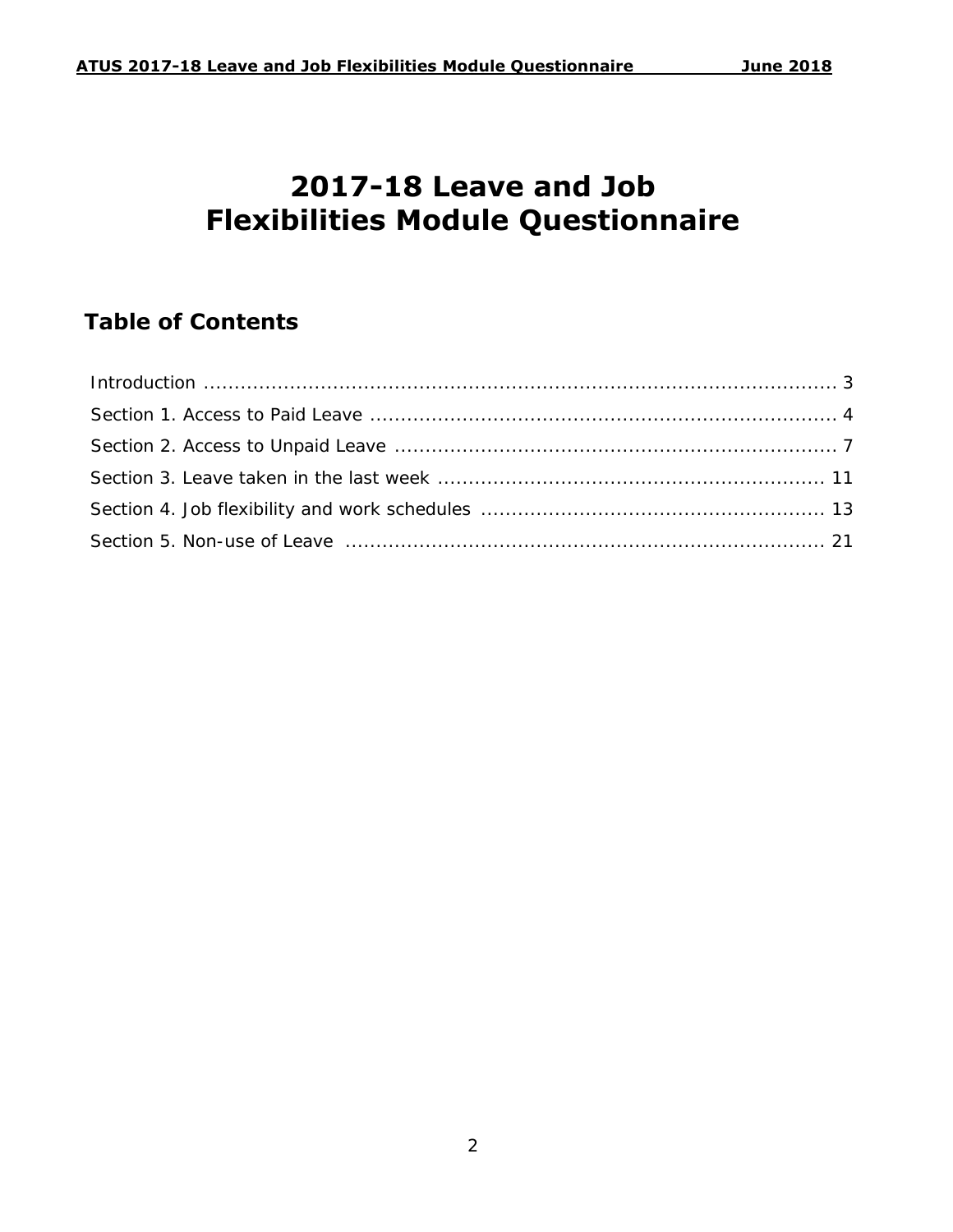# 2017-18 Leave and Job Flexibilities Module Questionnaire

## Table of Contents

Introduction ........................................................................................... 3

Section 1. Access to Paid Leave ........................................................................ 4

Section 2. Access to Unpaid Leave ..................................................................... 7

Section 3. Leave taken in the last week ............................................................ 11

Section 4. Job flexibility and work schedules ..................................................... 13

Section 5. Non-use of Leave .......................................................................... 21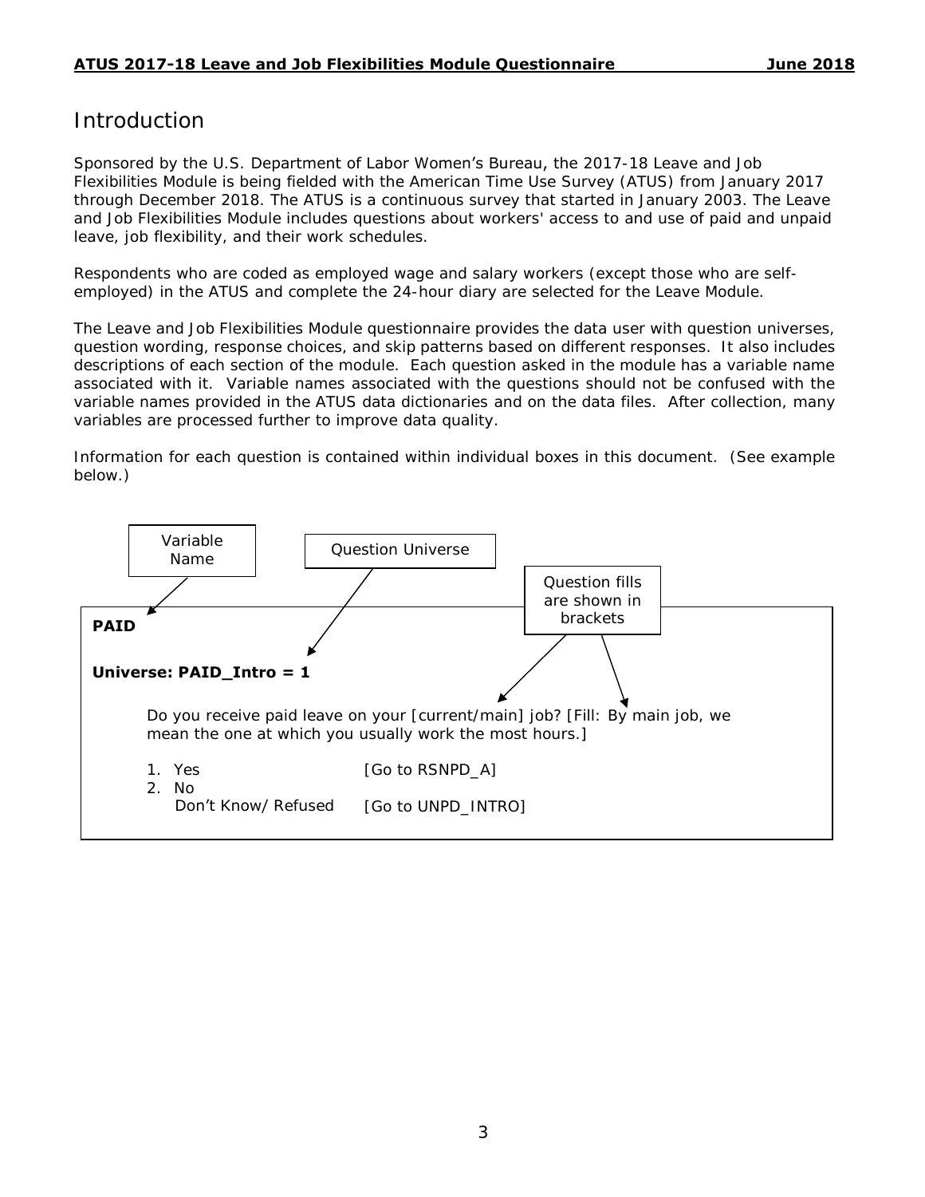# Introduction

Sponsored by the U.S. Department of Labor Women's Bureau, the 2017-18 Leave and Job Flexibilities Module is being fielded with the American Time Use Survey (ATUS) from January 2017 through December 2018. The ATUS is a continuous survey that started in January 2003. The Leave and Job Flexibilities Module includes questions about workers' access to and use of paid and unpaid leave, job flexibility, and their work schedules.

Respondents who are coded as employed wage and salary workers (except those who are self-employed) in the ATUS and complete the 24-hour diary are selected for the Leave Module.

The Leave and Job Flexibilities Module questionnaire provides the data user with question universes, question wording, response choices, and skip patterns based on different responses. It also includes descriptions of each section of the module. Each question asked in the module has a variable name associated with it. Variable names associated with the questions should not be confused with the variable names provided in the ATUS data dictionaries and on the data files. After collection, many variables are processed further to improve data quality.

Information for each question is contained within individual boxes in this document. (See example below.)

Variable Name | Question Universe | Question fills are shown in brackets

**PAID**

**Universe: PAID_Intro = 1**

Do you receive paid leave on your [current/main] job? [Fill: By main job, we mean the one at which you usually work the most hours.]

1. Yes [Go to RSNPD_A]
2. No
   Don't Know/ Refused [Go to UNPD_INTRO]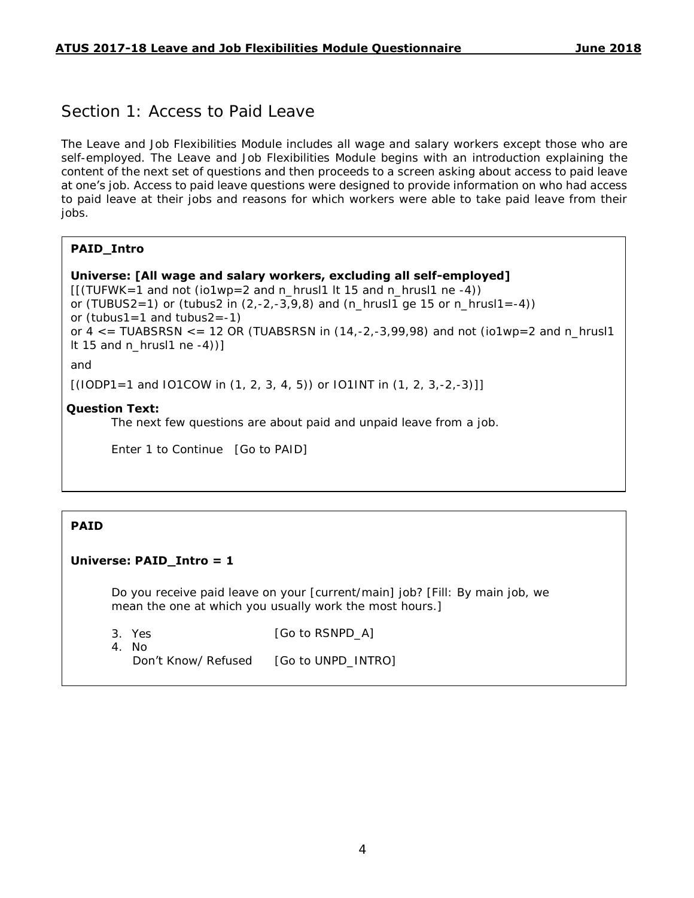## Section 1: Access to Paid Leave

The Leave and Job Flexibilities Module includes all wage and salary workers except those who are self-employed. The Leave and Job Flexibilities Module begins with an introduction explaining the content of the next set of questions and then proceeds to a screen asking about access to paid leave at one's job. Access to paid leave questions were designed to provide information on who had access to paid leave at their jobs and reasons for which workers were able to take paid leave from their jobs.

**PAID_Intro**

**Universe: [All wage and salary workers, excluding all self-employed]**
[[(TUFWK=1 and not (io1wp=2 and n_hrusl1 lt 15 and n_hrusl1 ne -4))
or (TUBUS2=1) or (tubus2 in (2,-2,-3,9,8) and (n_hrusl1 ge 15 or n_hrusl1=-4))
or (tubus1=1 and tubus2=-1)
or 4 <= TUABSRSN <= 12 OR (TUABSRSN in (14,-2,-3,99,98) and not (io1wp=2 and n_hrusl1 lt 15 and n_hrusl1 ne -4))]

and

[(IODP1=1 and IO1COW in (1, 2, 3, 4, 5)) or IO1INT in (1, 2, 3,-2,-3)]]

**Question Text:**

The next few questions are about paid and unpaid leave from a job.

Enter 1 to Continue [Go to PAID]

**PAID**

**Universe: PAID_Intro = 1**

Do you receive paid leave on your [current/main] job? [Fill: By main job, we mean the one at which you usually work the most hours.]

3. Yes [Go to RSNPD_A]
4. No
   Don't Know/ Refused [Go to UNPD_INTRO]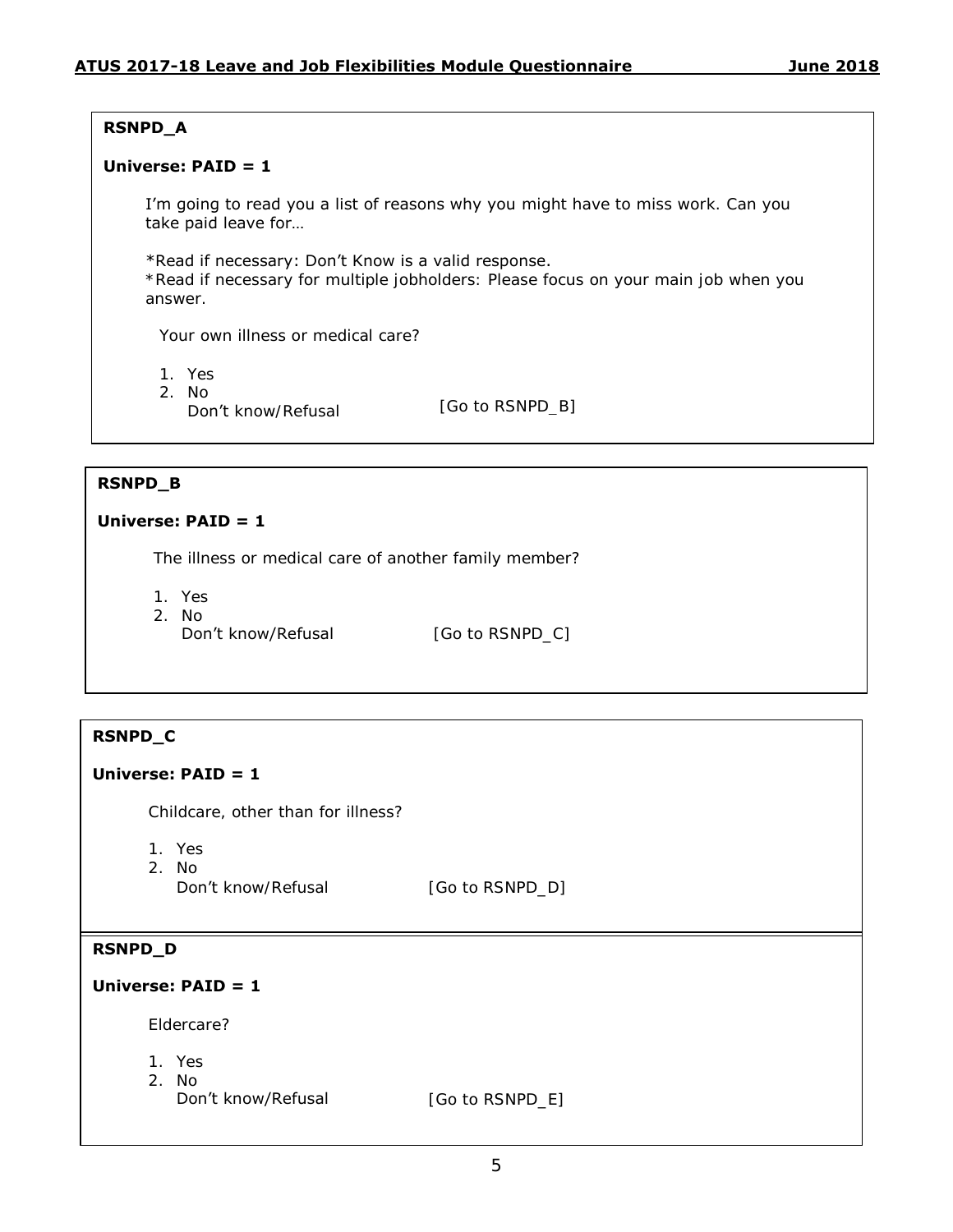**RSNPD_A**

**Universe: PAID = 1**

I'm going to read you a list of reasons why you might have to miss work. Can you take paid leave for…

*Read if necessary: Don't Know is a valid response.
*Read if necessary for multiple jobholders: Please focus on your main job when you answer.

Your own illness or medical care?

1. Yes
2. No
   Don't know/Refusal [Go to RSNPD_B]

**RSNPD_B**

**Universe: PAID = 1**

The illness or medical care of another family member?

1. Yes
2. No
   Don't know/Refusal [Go to RSNPD_C]

**RSNPD_C**

**Universe: PAID = 1**

Childcare, other than for illness?

1. Yes
2. No
   Don't know/Refusal [Go to RSNPD_D]

**RSNPD_D**

**Universe: PAID = 1**

Eldercare?

1. Yes
2. No
   Don't know/Refusal [Go to RSNPD_E]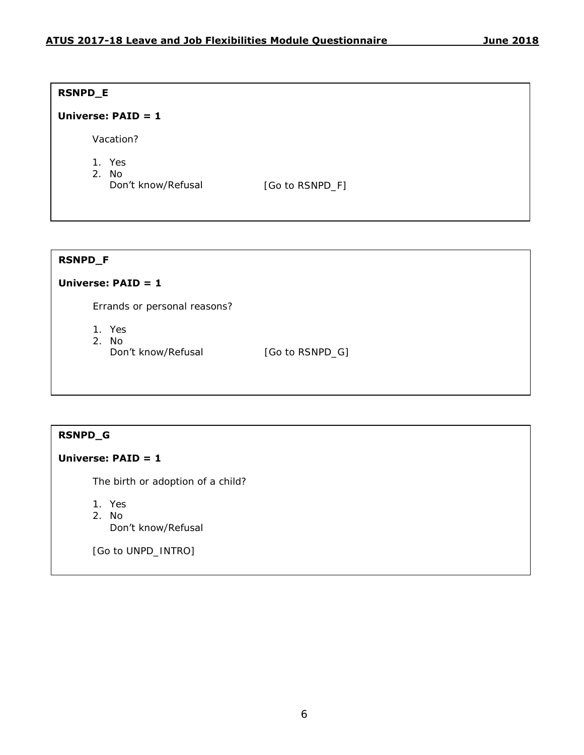**RSNPD_E**

**Universe: PAID = 1**

Vacation?

1. Yes
2. No
   Don't know/Refusal [Go to RSNPD_F]

**RSNPD_F**

**Universe: PAID = 1**

Errands or personal reasons?

1. Yes
2. No
   Don't know/Refusal [Go to RSNPD_G]

**RSNPD_G**

**Universe: PAID = 1**

The birth or adoption of a child?

1. Yes
2. No
   Don't know/Refusal

[Go to UNPD_INTRO]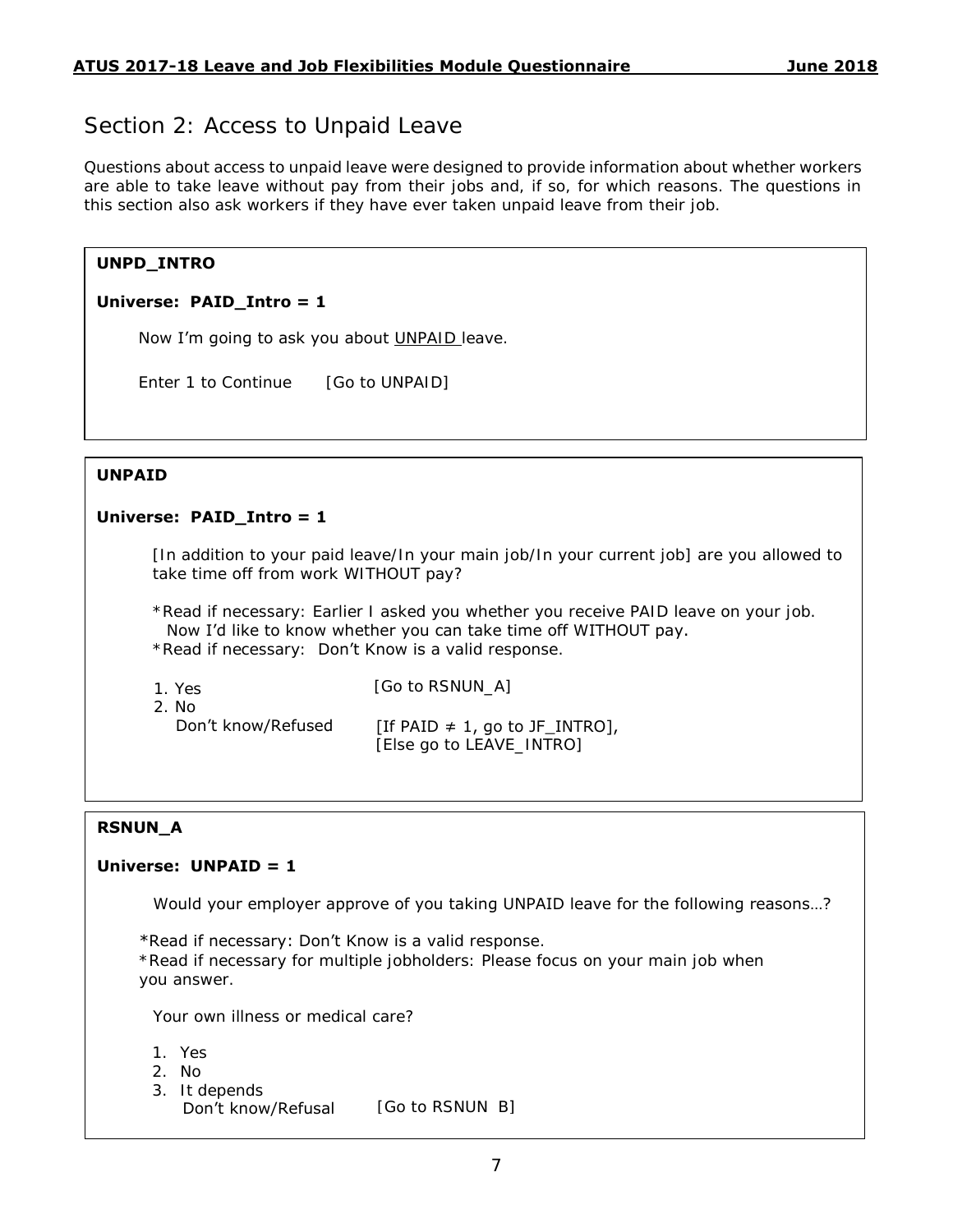## Section 2: Access to Unpaid Leave

Questions about access to unpaid leave were designed to provide information about whether workers are able to take leave without pay from their jobs and, if so, for which reasons. The questions in this section also ask workers if they have ever taken unpaid leave from their job.

**UNPD_INTRO**

**Universe: PAID_Intro = 1**

Now I'm going to ask you about UNPAID leave.

Enter 1 to Continue [Go to UNPAID]

---

**UNPAID**

**Universe: PAID_Intro = 1**

[In addition to your paid leave/In your main job/In your current job] are you allowed to take time off from work WITHOUT pay?

*Read if necessary: Earlier I asked you whether you receive PAID leave on your job. Now I'd like to know whether you can take time off WITHOUT pay.
*Read if necessary: Don't Know is a valid response.

1. Yes [Go to RSNUN_A]
2. No
   Don't know/Refused [If PAID ≠ 1, go to JF_INTRO], [Else go to LEAVE_INTRO]

---

**RSNUN_A**

**Universe: UNPAID = 1**

Would your employer approve of you taking UNPAID leave for the following reasons…?

*Read if necessary: Don't Know is a valid response.
*Read if necessary for multiple jobholders: Please focus on your main job when you answer.

Your own illness or medical care?

1. Yes
2. No
3. It depends
   Don't know/Refusal [Go to RSNUN_B]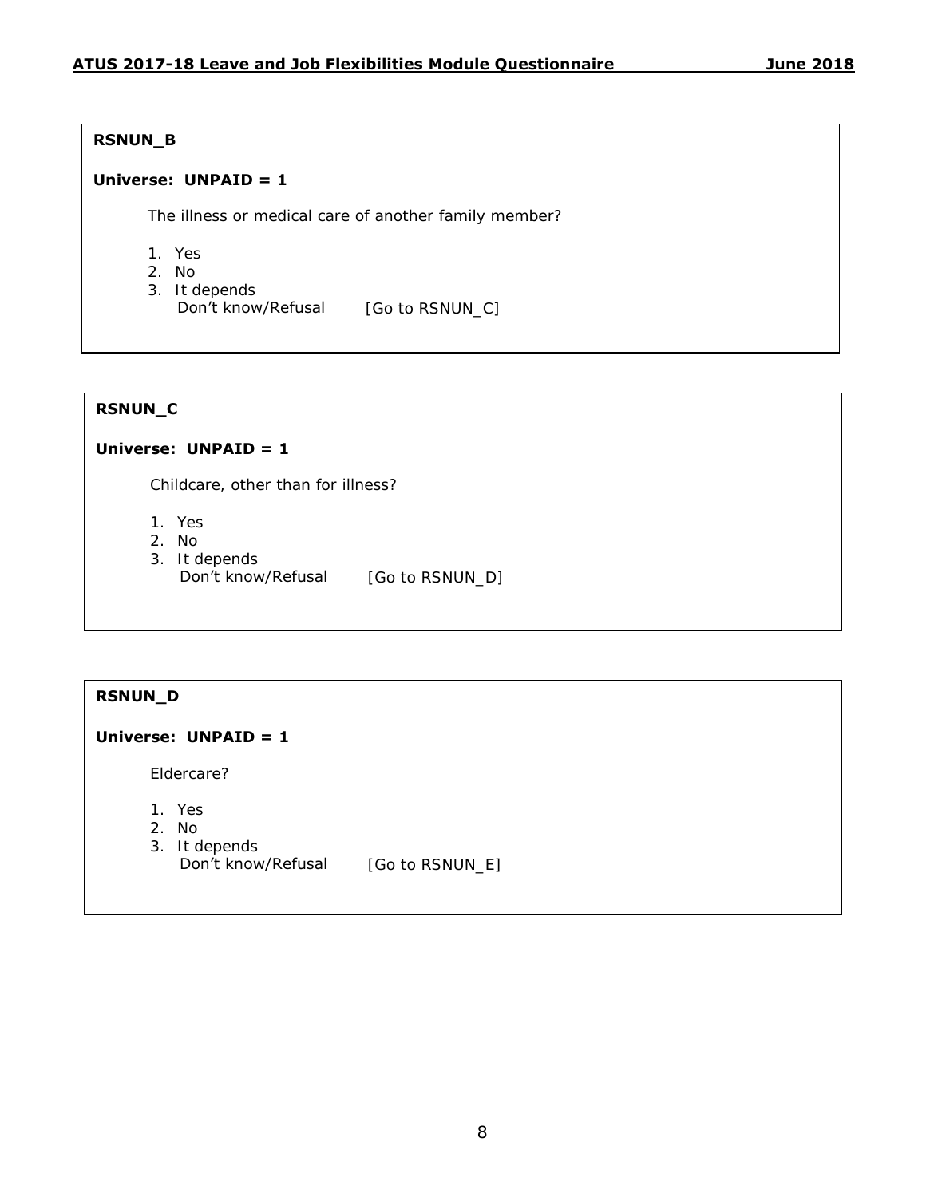**RSNUN_B**

**Universe: UNPAID = 1**

The illness or medical care of another family member?

1. Yes
2. No
3. It depends

Don't know/Refusal [Go to RSNUN_C]

**RSNUN_C**

**Universe: UNPAID = 1**

Childcare, other than for illness?

1. Yes
2. No
3. It depends

Don't know/Refusal [Go to RSNUN_D]

**RSNUN_D**

**Universe: UNPAID = 1**

Eldercare?

1. Yes
2. No
3. It depends

Don't know/Refusal [Go to RSNUN_E]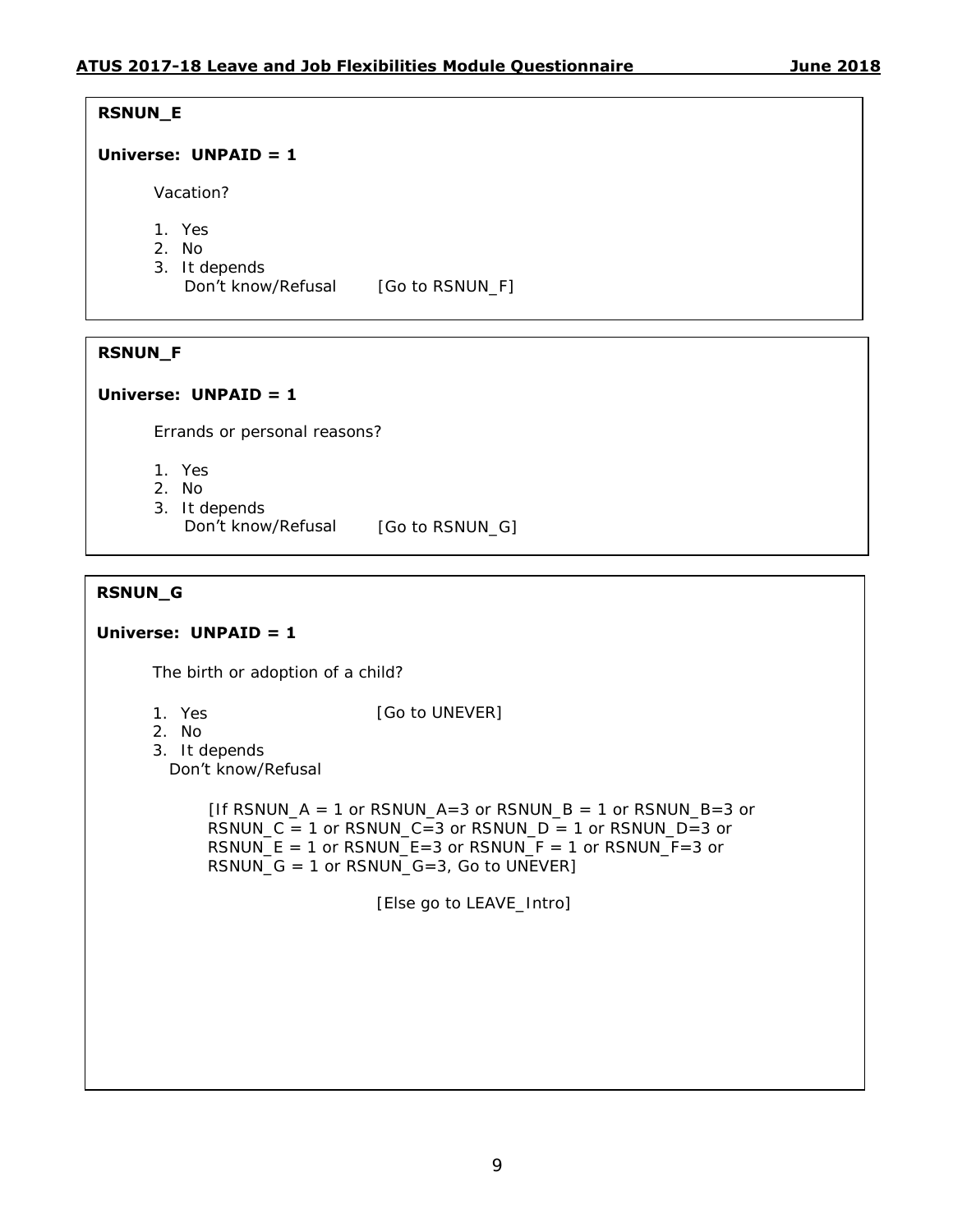**RSNUN_E**

**Universe: UNPAID = 1**

Vacation?

1. Yes
2. No
3. It depends

Don't know/Refusal [Go to RSNUN_F]

**RSNUN_F**

**Universe: UNPAID = 1**

Errands or personal reasons?

1. Yes
2. No
3. It depends

Don't know/Refusal [Go to RSNUN_G]

**RSNUN_G**

**Universe: UNPAID = 1**

The birth or adoption of a child?

1. Yes [Go to UNEVER]
2. No
3. It depends

Don't know/Refusal

[If RSNUN_A = 1 or RSNUN_A=3 or RSNUN_B = 1 or RSNUN_B=3 or RSNUN_C = 1 or RSNUN_C=3 or RSNUN_D = 1 or RSNUN_D=3 or RSNUN_E = 1 or RSNUN_E=3 or RSNUN_F = 1 or RSNUN_F=3 or RSNUN_G = 1 or RSNUN_G=3, Go to UNEVER]

[Else go to LEAVE_Intro]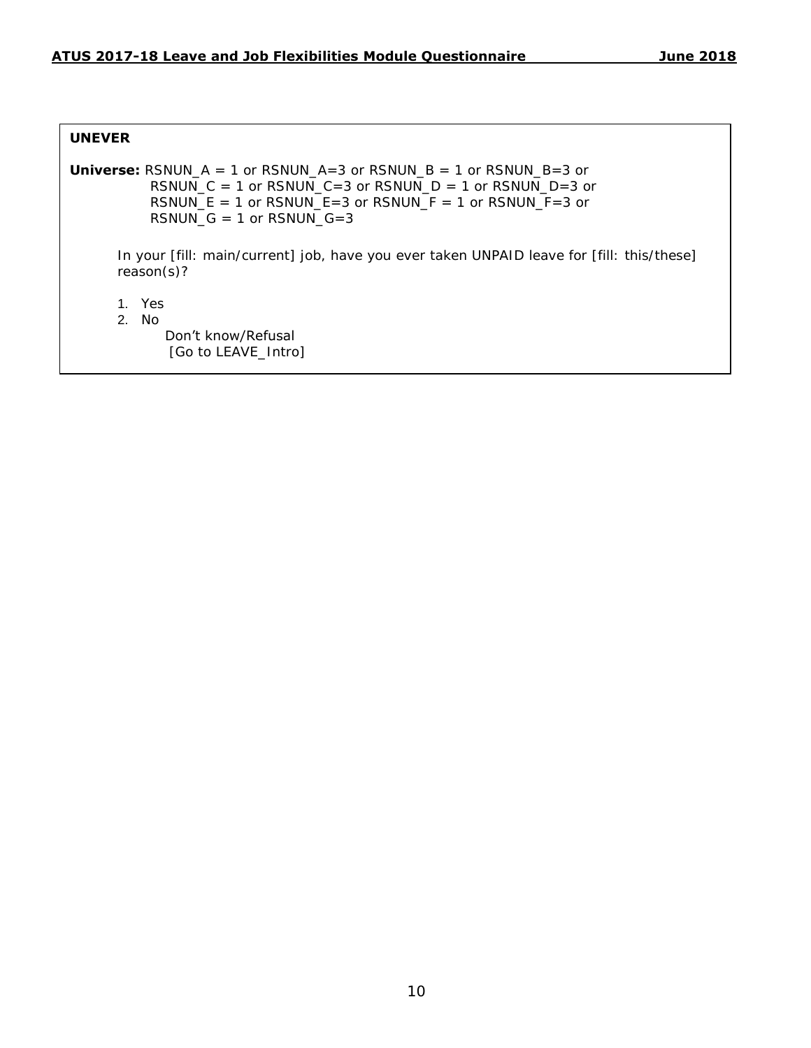**UNEVER**

**Universe:** RSNUN_A = 1 or RSNUN_A=3 or RSNUN_B = 1 or RSNUN_B=3 or
RSNUN_C = 1 or RSNUN_C=3 or RSNUN_D = 1 or RSNUN_D=3 or
RSNUN_E = 1 or RSNUN_E=3 or RSNUN_F = 1 or RSNUN_F=3 or
RSNUN_G = 1 or RSNUN_G=3

In your [fill: main/current] job, have you ever taken UNPAID leave for [fill: this/these] reason(s)?

1. Yes
2. No

Don't know/Refusal
[Go to LEAVE_Intro]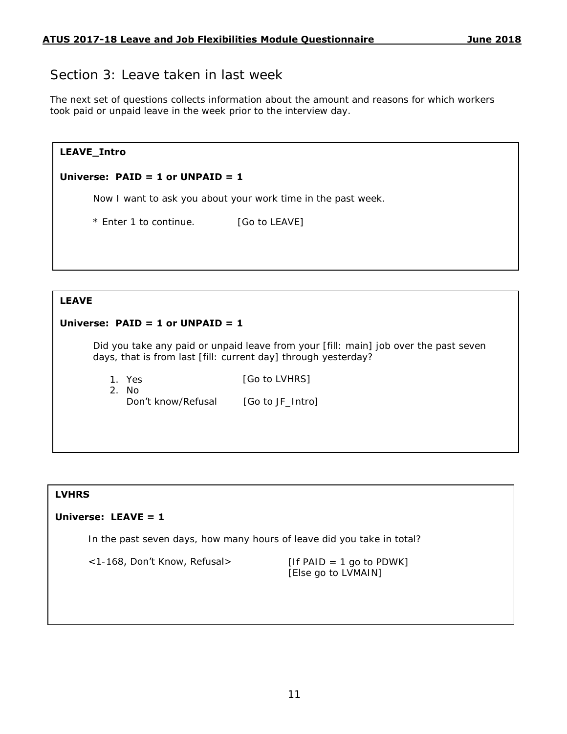## Section 3: Leave taken in last week

The next set of questions collects information about the amount and reasons for which workers took paid or unpaid leave in the week prior to the interview day.

**LEAVE_Intro**

**Universe: PAID = 1 or UNPAID = 1**

Now I want to ask you about your work time in the past week.

* Enter 1 to continue. [Go to LEAVE]

**LEAVE**

**Universe: PAID = 1 or UNPAID = 1**

Did you take any paid or unpaid leave from your [fill: main] job over the past seven days, that is from last [fill: current day] through yesterday?

1. Yes [Go to LVHRS]
2. No

Don't know/Refusal [Go to JF_Intro]

**LVHRS**

**Universe: LEAVE = 1**

In the past seven days, how many hours of leave did you take in total?

<1-168, Don't Know, Refusal> [If PAID = 1 go to PDWK]
[Else go to LVMAIN]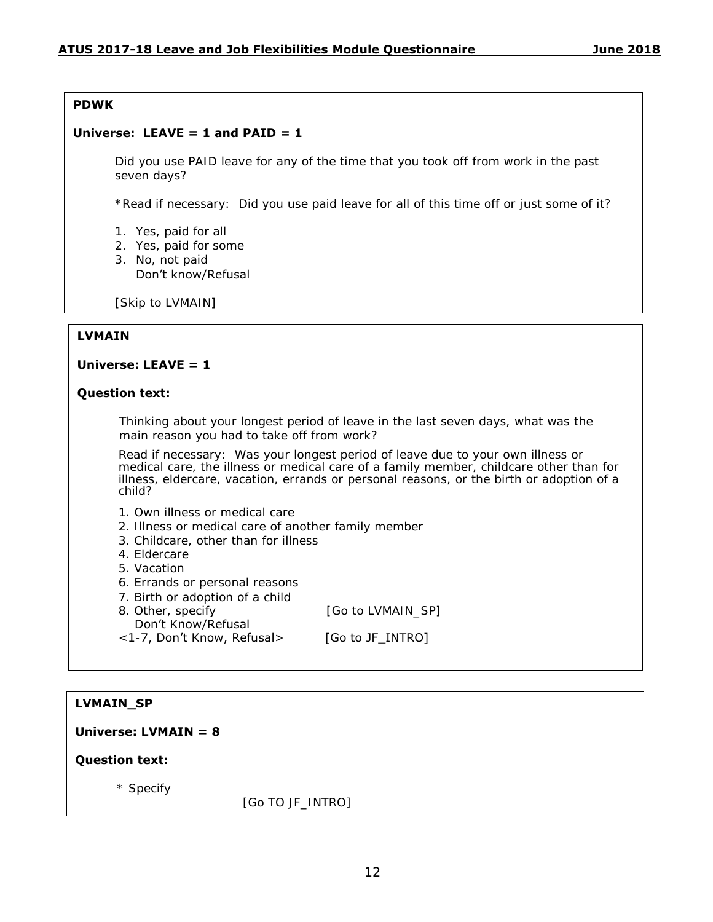**PDWK**

**Universe: LEAVE = 1 and PAID = 1**

Did you use PAID leave for any of the time that you took off from work in the past seven days?

*Read if necessary: Did you use paid leave for all of this time off or just some of it?

1. Yes, paid for all
2. Yes, paid for some
3. No, not paid
   Don't know/Refusal

[Skip to LVMAIN]

**LVMAIN**

**Universe: LEAVE = 1**

**Question text:**

Thinking about your longest period of leave in the last seven days, what was the main reason you had to take off from work?

Read if necessary: Was your longest period of leave due to your own illness or medical care, the illness or medical care of a family member, childcare other than for illness, eldercare, vacation, errands or personal reasons, or the birth or adoption of a child?

1. Own illness or medical care
2. Illness or medical care of another family member
3. Childcare, other than for illness
4. Eldercare
5. Vacation
6. Errands or personal reasons
7. Birth or adoption of a child
8. Other, specify [Go to LVMAIN_SP]
   Don't Know/Refusal

<1-7, Don't Know, Refusal> [Go to JF_INTRO]

**LVMAIN_SP**

**Universe: LVMAIN = 8**

**Question text:**

* Specify

[Go TO JF_INTRO]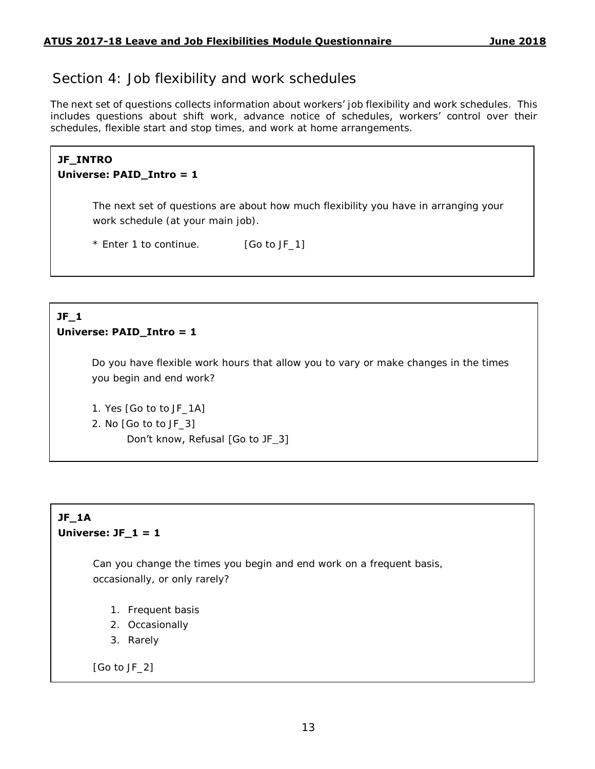## Section 4: Job flexibility and work schedules

The next set of questions collects information about workers' job flexibility and work schedules. This includes questions about shift work, advance notice of schedules, workers' control over their schedules, flexible start and stop times, and work at home arrangements.

**JF_INTRO**
**Universe: PAID_Intro = 1**

The next set of questions are about how much flexibility you have in arranging your work schedule (at your main job).

* Enter 1 to continue. [Go to JF_1]

**JF_1**
**Universe: PAID_Intro = 1**

Do you have flexible work hours that allow you to vary or make changes in the times you begin and end work?

1. Yes [Go to to JF_1A]
2. No [Go to to JF_3]

   Don't know, Refusal [Go to JF_3]

**JF_1A**
**Universe: JF_1 = 1**

Can you change the times you begin and end work on a frequent basis, occasionally, or only rarely?

1. Frequent basis
2. Occasionally
3. Rarely

[Go to JF_2]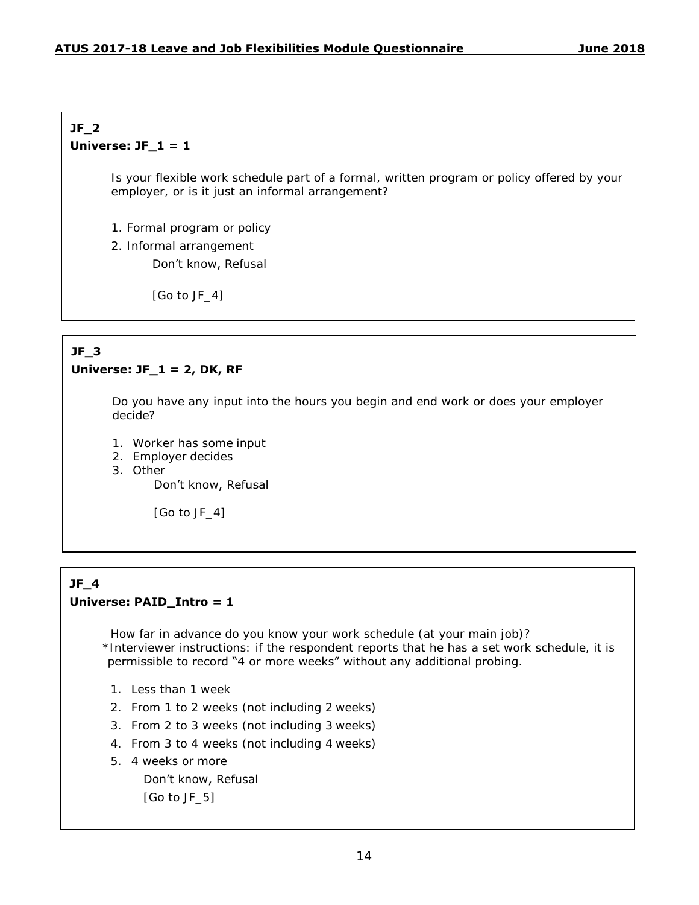**JF_2**
**Universe: JF_1 = 1**

*Is your flexible work schedule part of a formal, written program or policy offered by your employer, or is it just an informal arrangement?*

1. Formal program or policy
2. Informal arrangement

   Don't know, Refusal

   [Go to JF_4]

**JF_3**
**Universe: JF_1 = 2, DK, RF**

*Do you have any input into the hours you begin and end work or does your employer decide?*

1. Worker has some input
2. Employer decides
3. Other

   Don't know, Refusal

   [Go to JF_4]

**JF_4**
**Universe: PAID_Intro = 1**

*How far in advance do you know your work schedule (at your main job)?*
*Interviewer instructions: if the respondent reports that he has a set work schedule, it is permissible to record "4 or more weeks" without any additional probing.

1. Less than 1 week
2. From 1 to 2 weeks (not including 2 weeks)
3. From 2 to 3 weeks (not including 3 weeks)
4. From 3 to 4 weeks (not including 4 weeks)
5. 4 weeks or more

   Don't know, Refusal

   [Go to JF_5]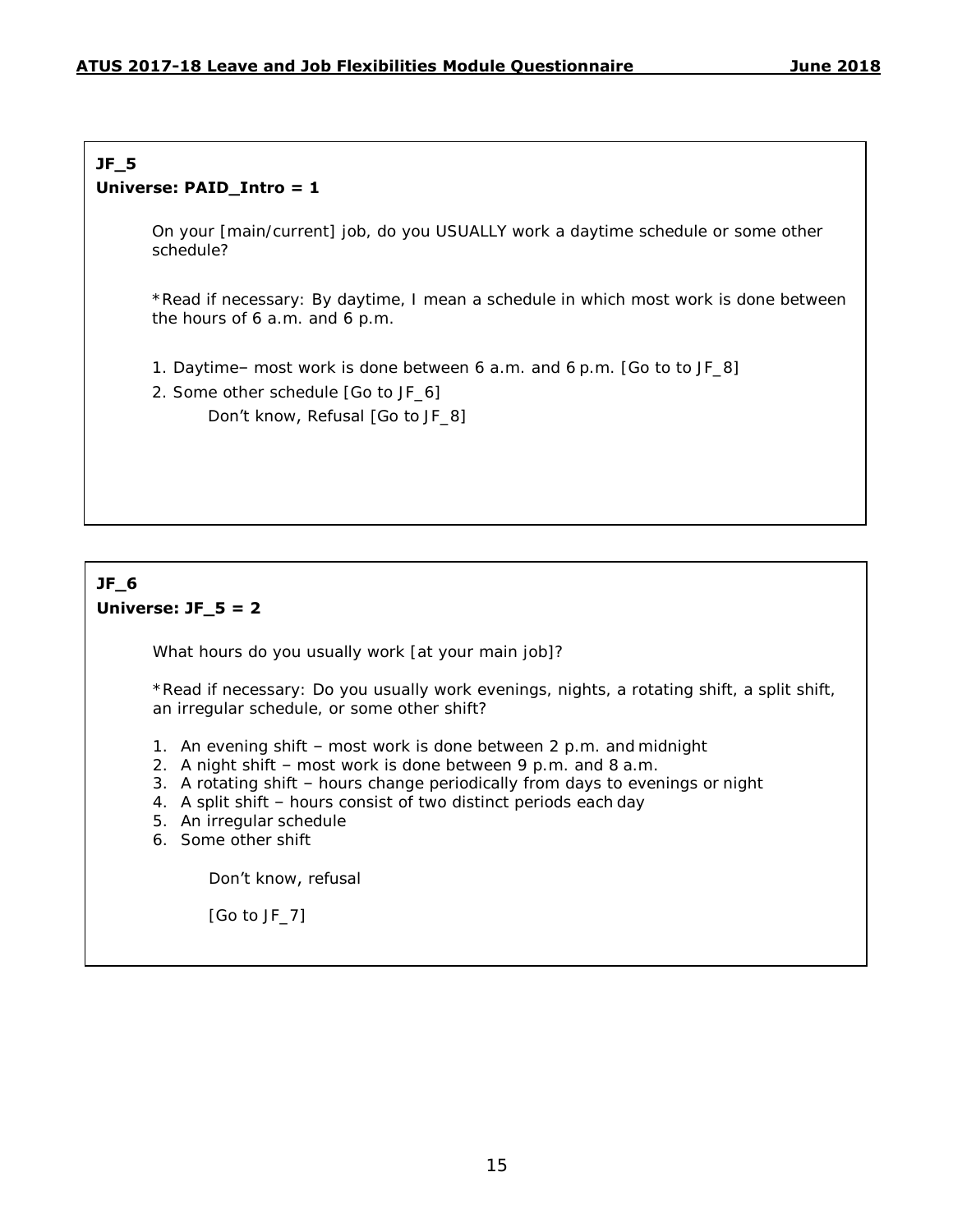**JF_5**

**Universe: PAID_Intro = 1**

On your [main/current] job, do you USUALLY work a daytime schedule or some other schedule?

*Read if necessary: By daytime, I mean a schedule in which most work is done between the hours of 6 a.m. and 6 p.m.

1. Daytime– most work is done between 6 a.m. and 6 p.m. [Go to to JF_8]
2. Some other schedule [Go to JF_6]

Don't know, Refusal [Go to JF_8]

**JF_6**

**Universe: JF_5 = 2**

What hours do you usually work [at your main job]?

*Read if necessary: Do you usually work evenings, nights, a rotating shift, a split shift, an irregular schedule, or some other shift?

1. An evening shift – most work is done between 2 p.m. and midnight
2. A night shift – most work is done between 9 p.m. and 8 a.m.
3. A rotating shift – hours change periodically from days to evenings or night
4. A split shift – hours consist of two distinct periods each day
5. An irregular schedule
6. Some other shift

Don't know, refusal

[Go to JF_7]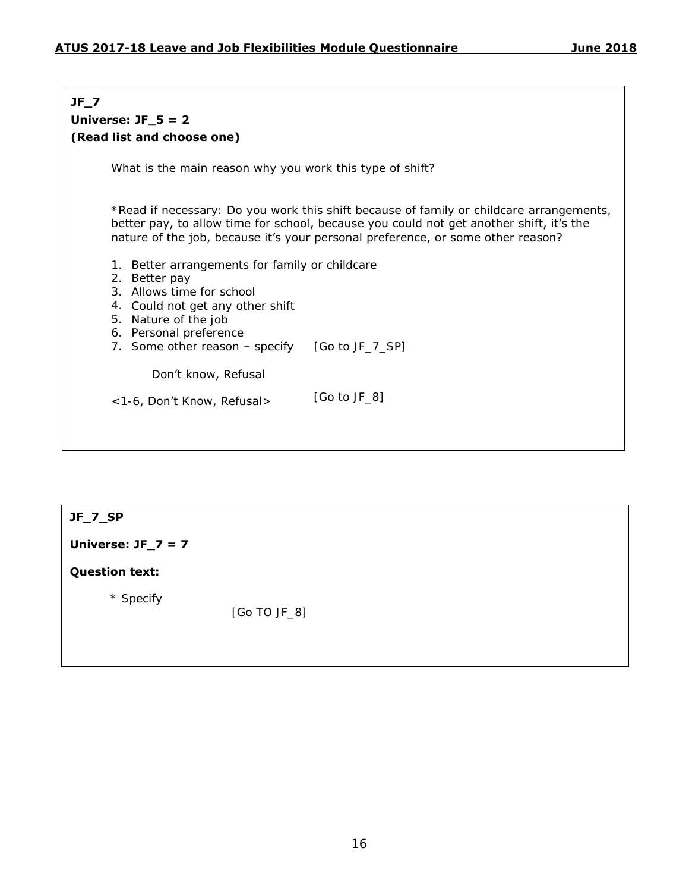**JF_7**

**Universe: JF_5 = 2**

**(Read list and choose one)**

What is the main reason why you work this type of shift?

*Read if necessary: Do you work this shift because of family or childcare arrangements, better pay, to allow time for school, because you could not get another shift, it's the nature of the job, because it's your personal preference, or some other reason?

1. Better arrangements for family or childcare
2. Better pay
3. Allows time for school
4. Could not get any other shift
5. Nature of the job
6. Personal preference
7. Some other reason – specify [Go to JF_7_SP]

Don't know, Refusal

<1-6, Don't Know, Refusal> [Go to JF_8]

**JF_7_SP**

**Universe: JF_7 = 7**

**Question text:**

* Specify

[Go TO JF_8]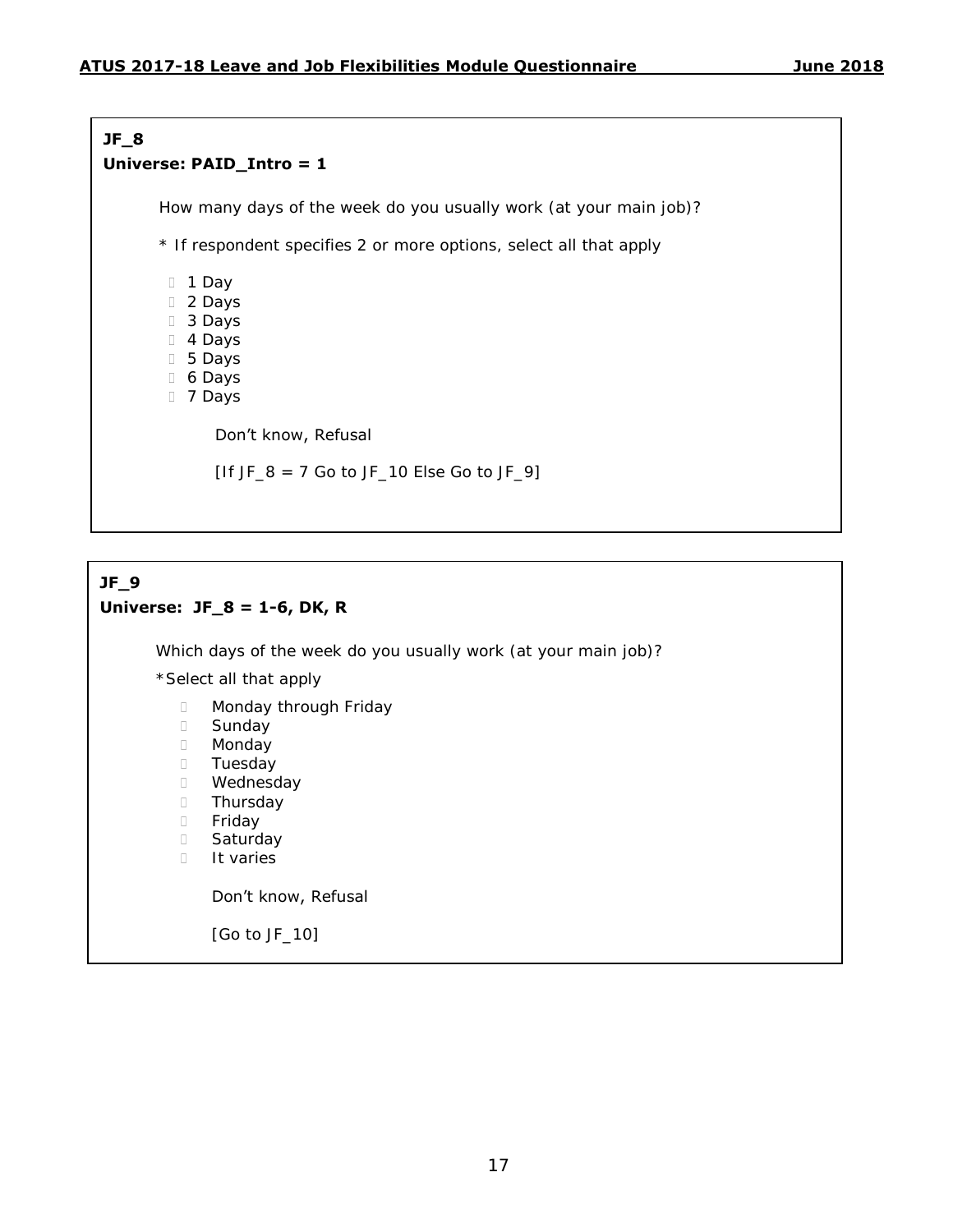**JF_8**
**Universe: PAID_Intro = 1**

How many days of the week do you usually work (at your main job)?

* If respondent specifies 2 or more options, select all that apply

- 1 Day
- 2 Days
- 3 Days
- 4 Days
- 5 Days
- 6 Days
- 7 Days

Don't know, Refusal

[If JF_8 = 7 Go to JF_10 Else Go to JF_9]

**JF_9**
**Universe: JF_8 = 1-6, DK, R**

Which days of the week do you usually work (at your main job)?

*Select all that apply

- Monday through Friday
- Sunday
- Monday
- Tuesday
- Wednesday
- Thursday
- Friday
- Saturday
- It varies

Don't know, Refusal

[Go to JF_10]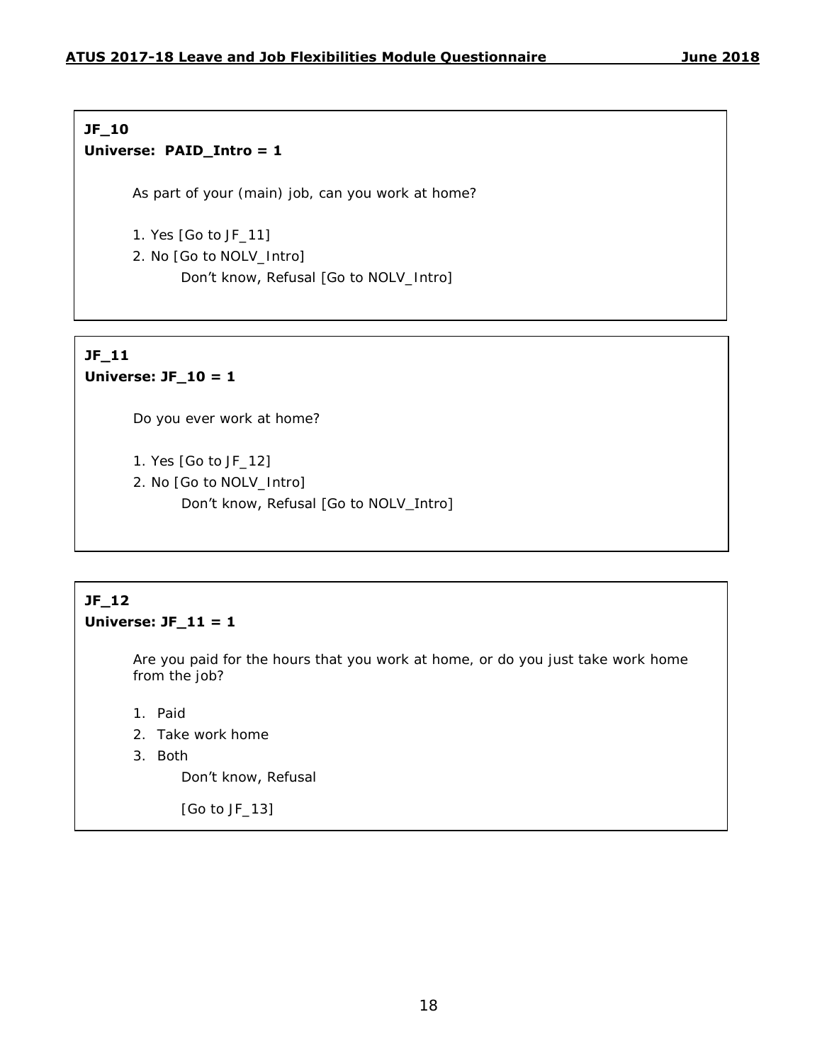**JF_10**
**Universe: PAID_Intro = 1**

As part of your (main) job, can you work at home?

1. Yes [Go to JF_11]
2. No [Go to NOLV_Intro]
   Don't know, Refusal [Go to NOLV_Intro]

**JF_11**
**Universe: JF_10 = 1**

Do you ever work at home?

1. Yes [Go to JF_12]
2. No [Go to NOLV_Intro]
   Don't know, Refusal [Go to NOLV_Intro]

**JF_12**
**Universe: JF_11 = 1**

Are you paid for the hours that you work at home, or do you just take work home from the job?

1. Paid
2. Take work home
3. Both
   Don't know, Refusal

   [Go to JF_13]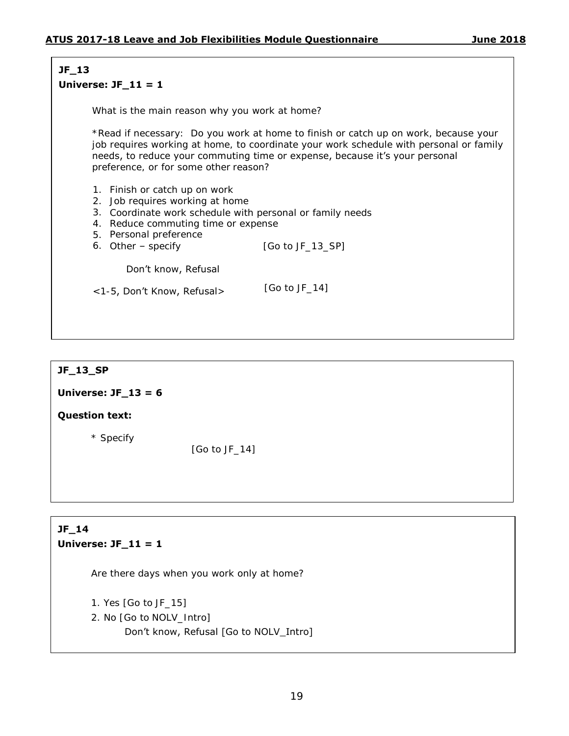**JF_13**
**Universe: JF_11 = 1**

What is the main reason why you work at home?

*Read if necessary: Do you work at home to finish or catch up on work, because your job requires working at home, to coordinate your work schedule with personal or family needs, to reduce your commuting time or expense, because it's your personal preference, or for some other reason?

1. Finish or catch up on work
2. Job requires working at home
3. Coordinate work schedule with personal or family needs
4. Reduce commuting time or expense
5. Personal preference
6. Other – specify [Go to JF_13_SP]

Don't know, Refusal

<1-5, Don't Know, Refusal> [Go to JF_14]

---

**JF_13_SP**

**Universe: JF_13 = 6**

**Question text:**

* Specify

[Go to JF_14]

---

**JF_14**
**Universe: JF_11 = 1**

Are there days when you work only at home?

1. Yes [Go to JF_15]
2. No [Go to NOLV_Intro]

Don't know, Refusal [Go to NOLV_Intro]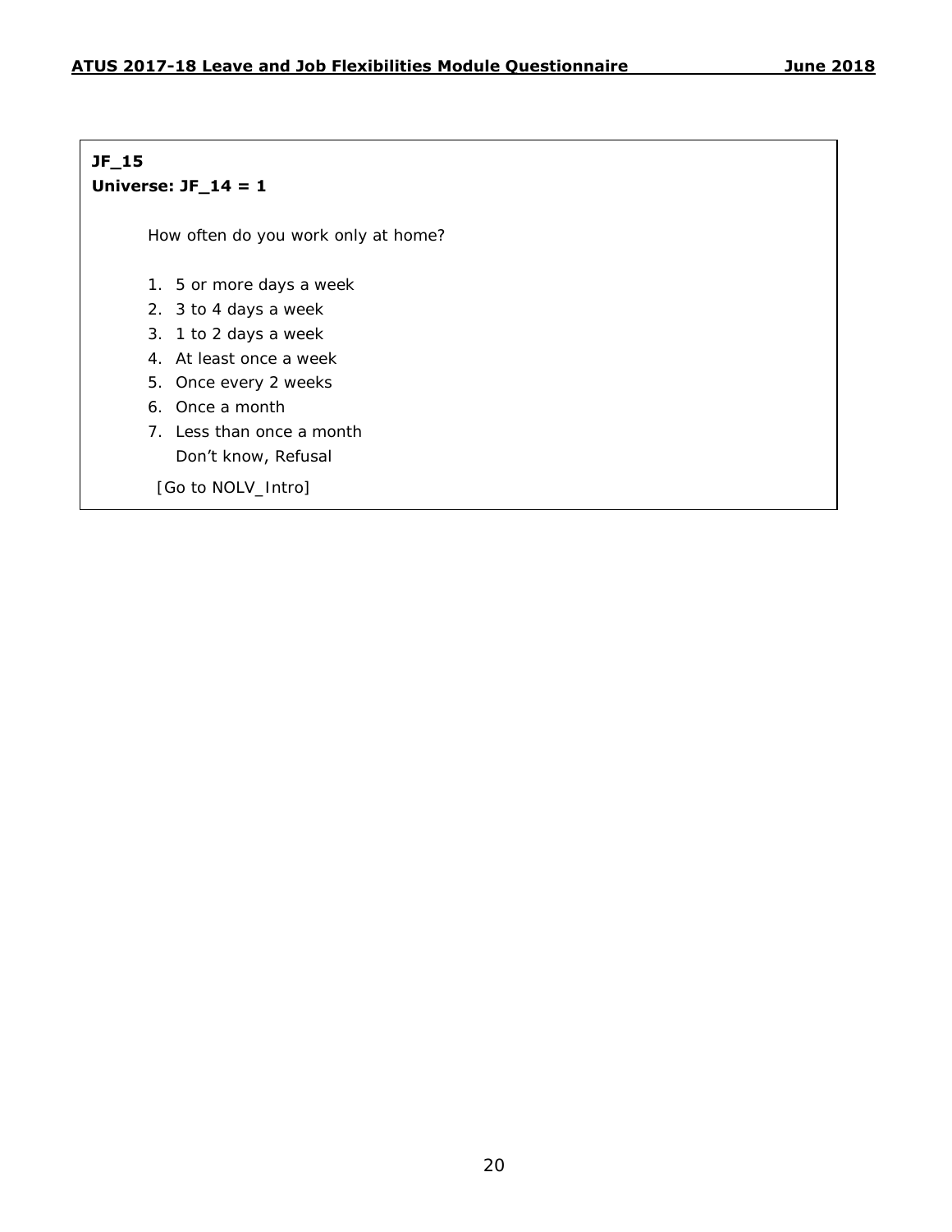**JF_15**
**Universe: JF_14 = 1**

How often do you work only at home?

1. 5 or more days a week
2. 3 to 4 days a week
3. 1 to 2 days a week
4. At least once a week
5. Once every 2 weeks
6. Once a month
7. Less than once a month

Don't know, Refusal

[Go to NOLV_Intro]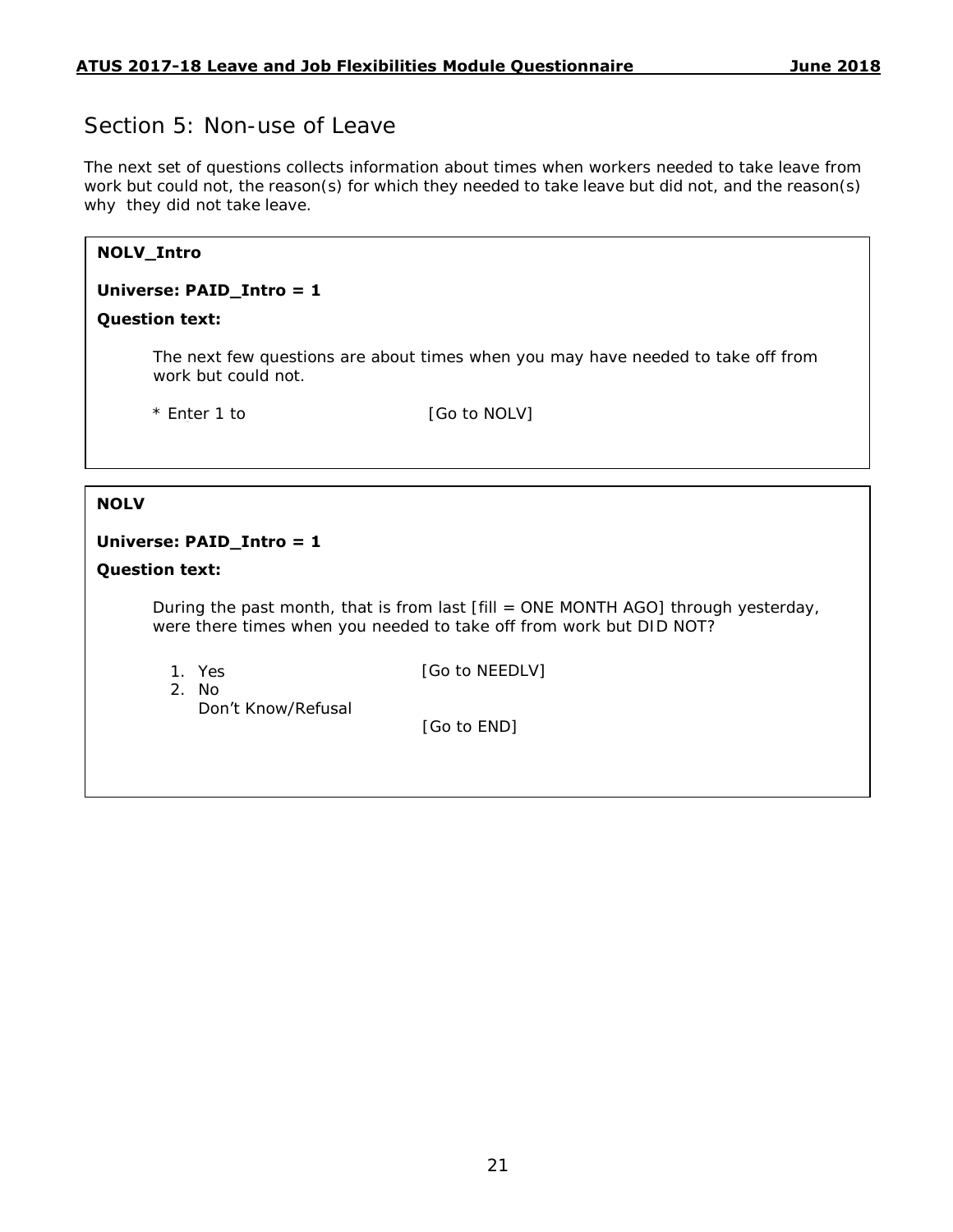## Section 5: Non-use of Leave

The next set of questions collects information about times when workers needed to take leave from work but could not, the reason(s) for which they needed to take leave but did not, and the reason(s) why they did not take leave.

**NOLV_Intro**

**Universe: PAID_Intro = 1**

**Question text:**

The next few questions are about times when you may have needed to take off from work but could not.

* Enter 1 to [Go to NOLV]

**NOLV**

**Universe: PAID_Intro = 1**

**Question text:**

During the past month, that is from last [fill = ONE MONTH AGO] through yesterday, were there times when you needed to take off from work but DID NOT?

1. Yes [Go to NEEDLV]
2. No
   Don't Know/Refusal [Go to END]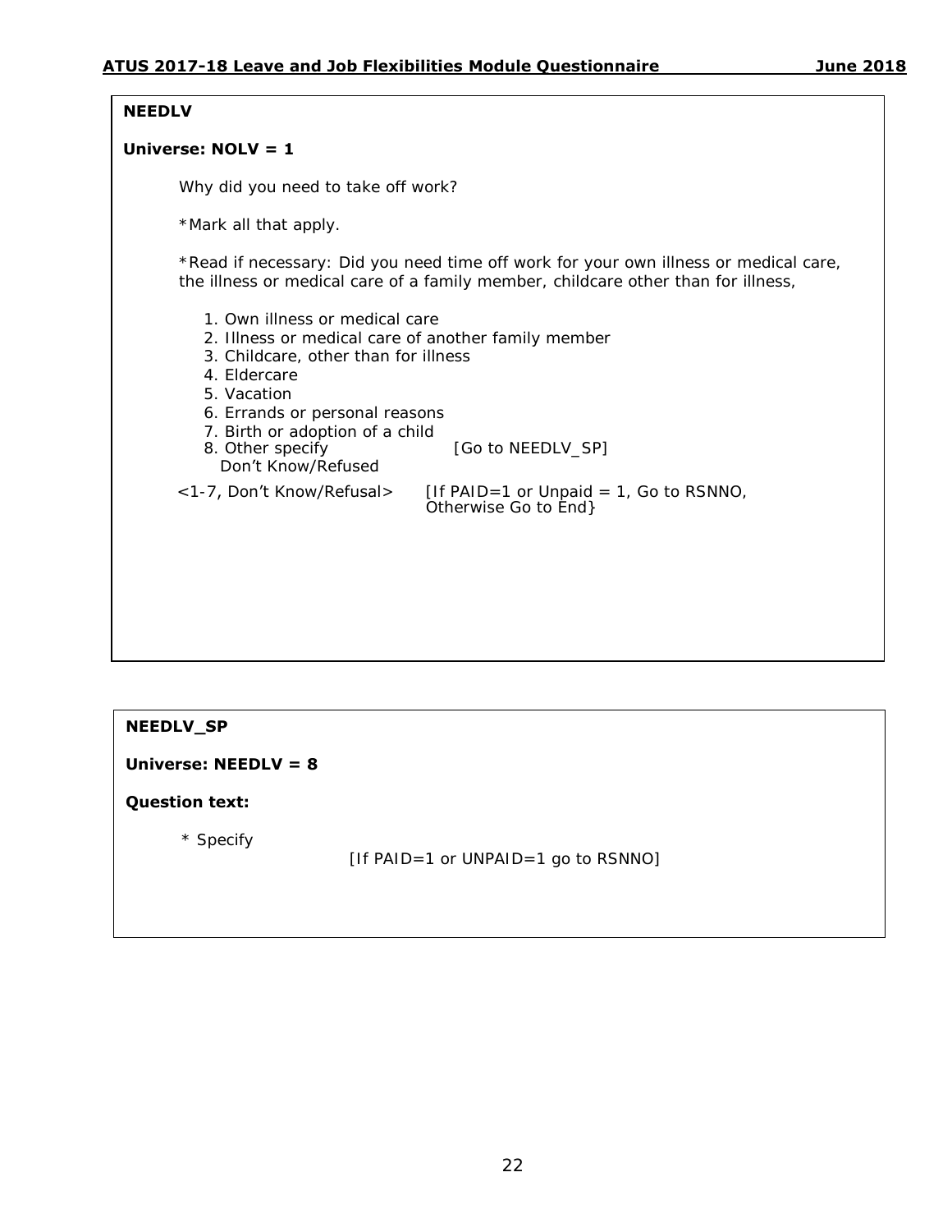**NEEDLV**

**Universe: NOLV = 1**

Why did you need to take off work?

*Mark all that apply.

*Read if necessary: Did you need time off work for your own illness or medical care, the illness or medical care of a family member, childcare other than for illness,

1. Own illness or medical care
2. Illness or medical care of another family member
3. Childcare, other than for illness
4. Eldercare
5. Vacation
6. Errands or personal reasons
7. Birth or adoption of a child
8. Other specify [Go to NEEDLV_SP]

Don't Know/Refused

<1-7, Don't Know/Refusal> [If PAID=1 or Unpaid = 1, Go to RSNNO, Otherwise Go to End}

**NEEDLV_SP**

**Universe: NEEDLV = 8**

**Question text:**

* Specify

[If PAID=1 or UNPAID=1 go to RSNNO]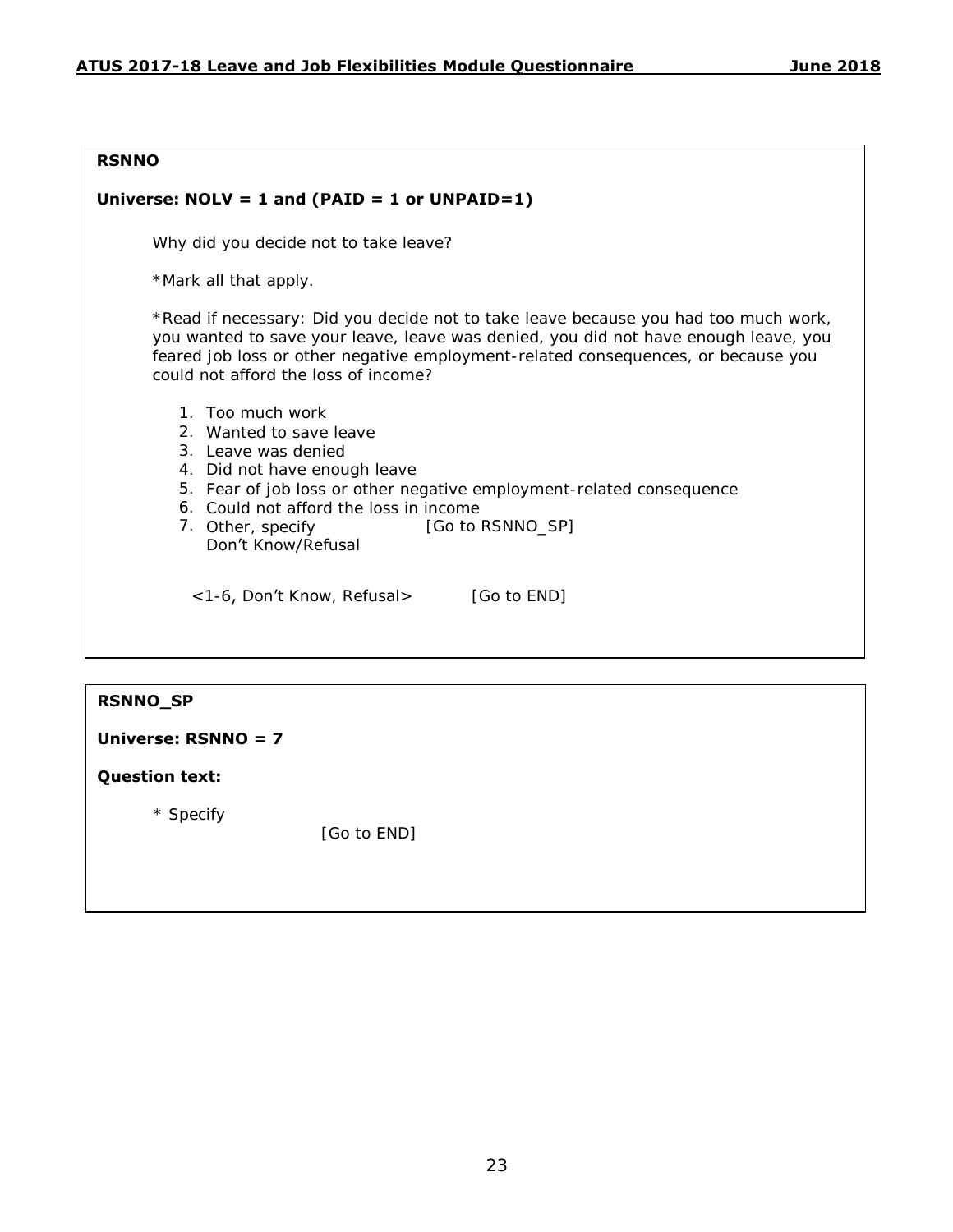**RSNNO**

**Universe: NOLV = 1 and (PAID = 1 or UNPAID=1)**

Why did you decide not to take leave?

*Mark all that apply.

*Read if necessary: Did you decide not to take leave because you had too much work, you wanted to save your leave, leave was denied, you did not have enough leave, you feared job loss or other negative employment-related consequences, or because you could not afford the loss of income?

1. Too much work
2. Wanted to save leave
3. Leave was denied
4. Did not have enough leave
5. Fear of job loss or other negative employment-related consequence
6. Could not afford the loss in income
7. Other, specify [Go to RSNNO_SP]

   Don't Know/Refusal

<1-6, Don't Know, Refusal> [Go to END]

**RSNNO_SP**

**Universe: RSNNO = 7**

**Question text:**

* Specify

[Go to END]